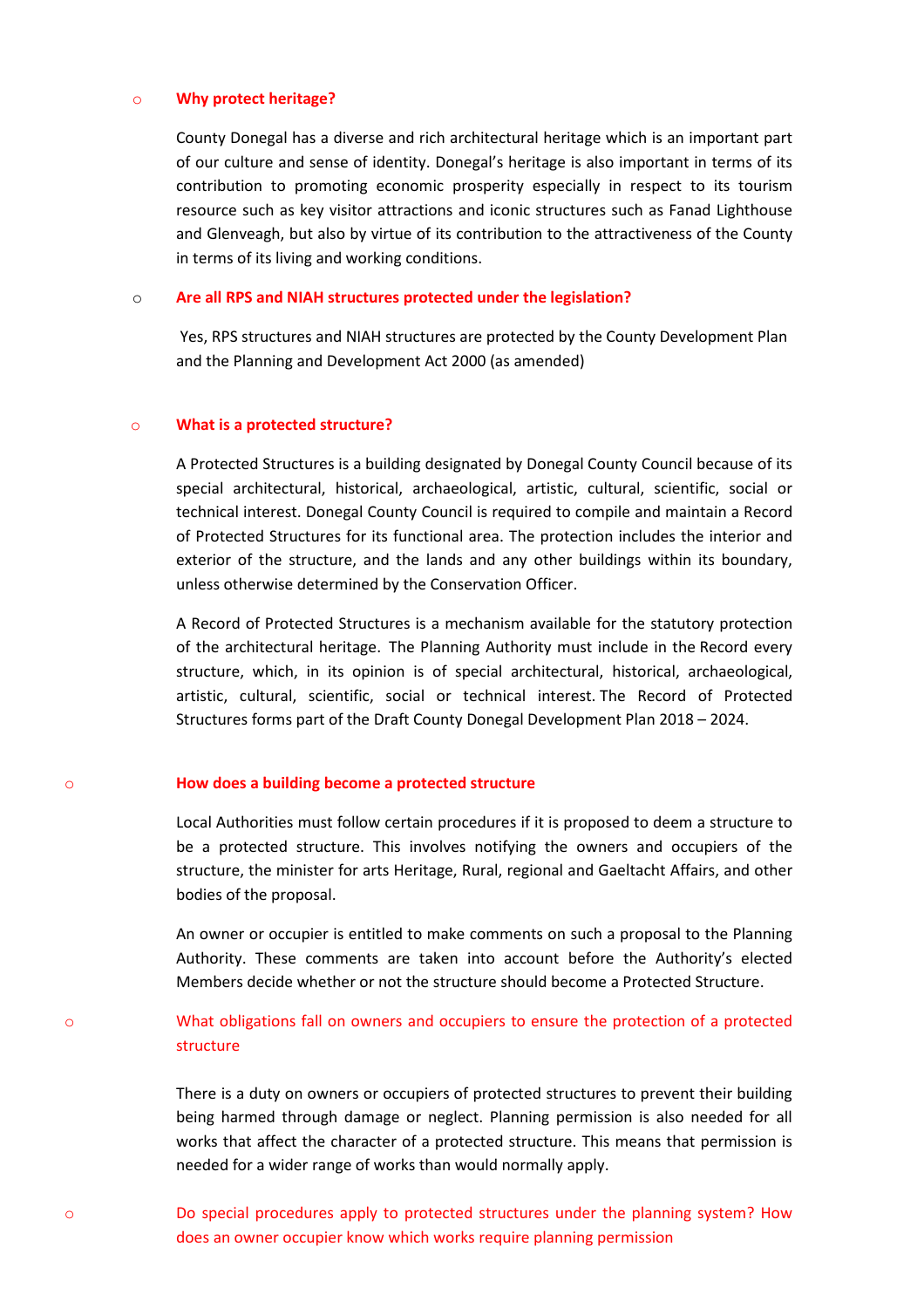- **Why protect heritage?**

  County Donegal has a diverse and rich architectural heritage which is an important part of our culture and sense of identity. Donegal's heritage is also important in terms of its contribution to promoting economic prosperity especially in respect to its tourism resource such as key visitor attractions and iconic structures such as Fanad Lighthouse and Glenveagh, but also by virtue of its contribution to the attractiveness of the County in terms of its living and working conditions.

- **Are all RPS and NIAH structures protected under the legislation?**

  Yes, RPS structures and NIAH structures are protected by the County Development Plan and the Planning and Development Act 2000 (as amended)

- **What is a protected structure?**

  A Protected Structures is a building designated by Donegal County Council because of its special architectural, historical, archaeological, artistic, cultural, scientific, social or technical interest. Donegal County Council is required to compile and maintain a Record of Protected Structures for its functional area. The protection includes the interior and exterior of the structure, and the lands and any other buildings within its boundary, unless otherwise determined by the Conservation Officer.

  A Record of Protected Structures is a mechanism available for the statutory protection of the architectural heritage. The Planning Authority must include in the Record every structure, which, in its opinion is of special architectural, historical, archaeological, artistic, cultural, scientific, social or technical interest. The Record of Protected Structures forms part of the Draft County Donegal Development Plan 2018 – 2024.

- **How does a building become a protected structure**

  Local Authorities must follow certain procedures if it is proposed to deem a structure to be a protected structure. This involves notifying the owners and occupiers of the structure, the minister for arts Heritage, Rural, regional and Gaeltacht Affairs, and other bodies of the proposal.

  An owner or occupier is entitled to make comments on such a proposal to the Planning Authority. These comments are taken into account before the Authority's elected Members decide whether or not the structure should become a Protected Structure.

- What obligations fall on owners and occupiers to ensure the protection of a protected structure

  There is a duty on owners or occupiers of protected structures to prevent their building being harmed through damage or neglect. Planning permission is also needed for all works that affect the character of a protected structure. This means that permission is needed for a wider range of works than would normally apply.

- Do special procedures apply to protected structures under the planning system? How does an owner occupier know which works require planning permission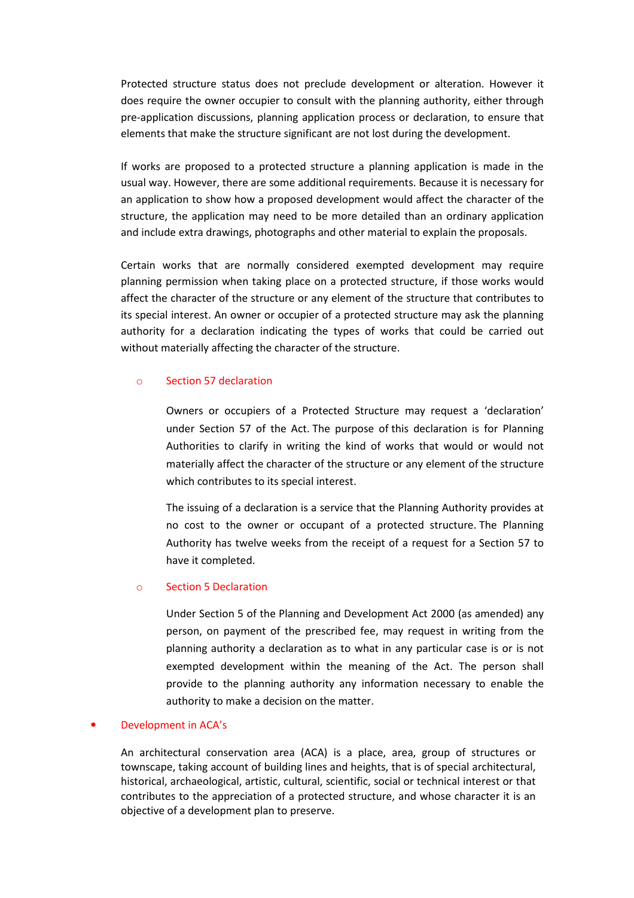Protected structure status does not preclude development or alteration. However it does require the owner occupier to consult with the planning authority, either through pre-application discussions, planning application process or declaration, to ensure that elements that make the structure significant are not lost during the development.

If works are proposed to a protected structure a planning application is made in the usual way. However, there are some additional requirements. Because it is necessary for an application to show how a proposed development would affect the character of the structure, the application may need to be more detailed than an ordinary application and include extra drawings, photographs and other material to explain the proposals.

Certain works that are normally considered exempted development may require planning permission when taking place on a protected structure, if those works would affect the character of the structure or any element of the structure that contributes to its special interest. An owner or occupier of a protected structure may ask the planning authority for a declaration indicating the types of works that could be carried out without materially affecting the character of the structure.

- Section 57 declaration

  Owners or occupiers of a Protected Structure may request a 'declaration' under Section 57 of the Act. The purpose of this declaration is for Planning Authorities to clarify in writing the kind of works that would or would not materially affect the character of the structure or any element of the structure which contributes to its special interest.

  The issuing of a declaration is a service that the Planning Authority provides at no cost to the owner or occupant of a protected structure. The Planning Authority has twelve weeks from the receipt of a request for a Section 57 to have it completed.

- Section 5 Declaration

  Under Section 5 of the Planning and Development Act 2000 (as amended) any person, on payment of the prescribed fee, may request in writing from the planning authority a declaration as to what in any particular case is or is not exempted development within the meaning of the Act. The person shall provide to the planning authority any information necessary to enable the authority to make a decision on the matter.

- Development in ACA's

  An architectural conservation area (ACA) is a place, area, group of structures or townscape, taking account of building lines and heights, that is of special architectural, historical, archaeological, artistic, cultural, scientific, social or technical interest or that contributes to the appreciation of a protected structure, and whose character it is an objective of a development plan to preserve.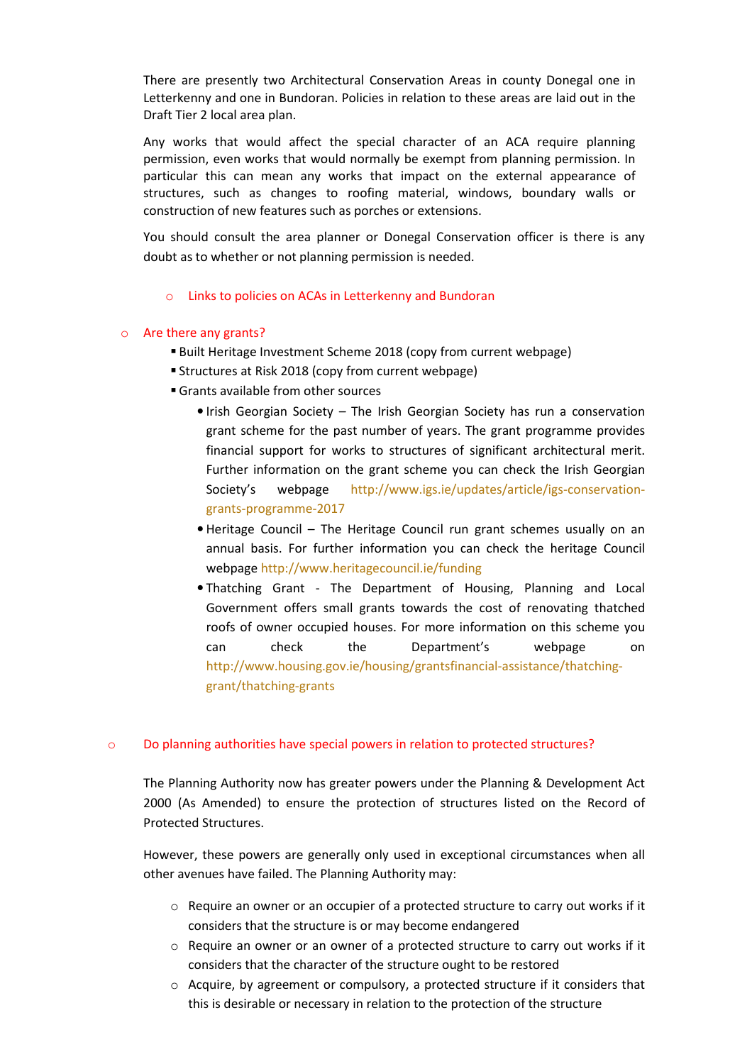There are presently two Architectural Conservation Areas in county Donegal one in Letterkenny and one in Bundoran. Policies in relation to these areas are laid out in the Draft Tier 2 local area plan.

Any works that would affect the special character of an ACA require planning permission, even works that would normally be exempt from planning permission. In particular this can mean any works that impact on the external appearance of structures, such as changes to roofing material, windows, boundary walls or construction of new features such as porches or extensions.

You should consult the area planner or Donegal Conservation officer is there is any doubt as to whether or not planning permission is needed.

- Links to policies on ACAs in Letterkenny and Bundoran

- Are there any grants?
  - Built Heritage Investment Scheme 2018 (copy from current webpage)
  - Structures at Risk 2018 (copy from current webpage)
  - Grants available from other sources
    - Irish Georgian Society – The Irish Georgian Society has run a conservation grant scheme for the past number of years. The grant programme provides financial support for works to structures of significant architectural merit. Further information on the grant scheme you can check the Irish Georgian Society's webpage http://www.igs.ie/updates/article/igs-conservation-grants-programme-2017
    - Heritage Council – The Heritage Council run grant schemes usually on an annual basis. For further information you can check the heritage Council webpage http://www.heritagecouncil.ie/funding
    - Thatching Grant - The Department of Housing, Planning and Local Government offers small grants towards the cost of renovating thatched roofs of owner occupied houses. For more information on this scheme you can check the Department's webpage on http://www.housing.gov.ie/housing/grantsfinancial-assistance/thatching-grant/thatching-grants

- Do planning authorities have special powers in relation to protected structures?

The Planning Authority now has greater powers under the Planning & Development Act 2000 (As Amended) to ensure the protection of structures listed on the Record of Protected Structures.

However, these powers are generally only used in exceptional circumstances when all other avenues have failed. The Planning Authority may:

- Require an owner or an occupier of a protected structure to carry out works if it considers that the structure is or may become endangered
- Require an owner or an owner of a protected structure to carry out works if it considers that the character of the structure ought to be restored
- Acquire, by agreement or compulsory, a protected structure if it considers that this is desirable or necessary in relation to the protection of the structure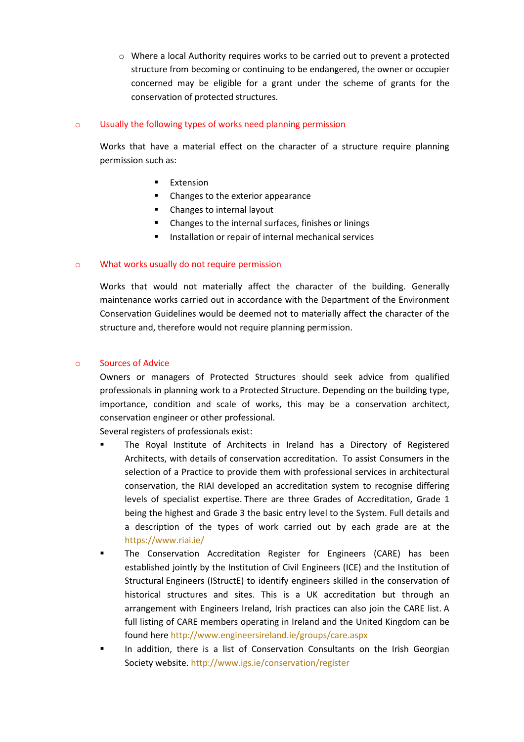- Where a local Authority requires works to be carried out to prevent a protected structure from becoming or continuing to be endangered, the owner or occupier concerned may be eligible for a grant under the scheme of grants for the conservation of protected structures.

### Usually the following types of works need planning permission

Works that have a material effect on the character of a structure require planning permission such as:

- Extension
- Changes to the exterior appearance
- Changes to internal layout
- Changes to the internal surfaces, finishes or linings
- Installation or repair of internal mechanical services

### What works usually do not require permission

Works that would not materially affect the character of the building. Generally maintenance works carried out in accordance with the Department of the Environment Conservation Guidelines would be deemed not to materially affect the character of the structure and, therefore would not require planning permission.

### Sources of Advice

Owners or managers of Protected Structures should seek advice from qualified professionals in planning work to a Protected Structure. Depending on the building type, importance, condition and scale of works, this may be a conservation architect, conservation engineer or other professional.

Several registers of professionals exist:

- The Royal Institute of Architects in Ireland has a Directory of Registered Architects, with details of conservation accreditation. To assist Consumers in the selection of a Practice to provide them with professional services in architectural conservation, the RIAI developed an accreditation system to recognise differing levels of specialist expertise. There are three Grades of Accreditation, Grade 1 being the highest and Grade 3 the basic entry level to the System. Full details and a description of the types of work carried out by each grade are at the https://www.riai.ie/
- The Conservation Accreditation Register for Engineers (CARE) has been established jointly by the Institution of Civil Engineers (ICE) and the Institution of Structural Engineers (IStructE) to identify engineers skilled in the conservation of historical structures and sites. This is a UK accreditation but through an arrangement with Engineers Ireland, Irish practices can also join the CARE list. A full listing of CARE members operating in Ireland and the United Kingdom can be found here http://www.engineersireland.ie/groups/care.aspx
- In addition, there is a list of Conservation Consultants on the Irish Georgian Society website. http://www.igs.ie/conservation/register